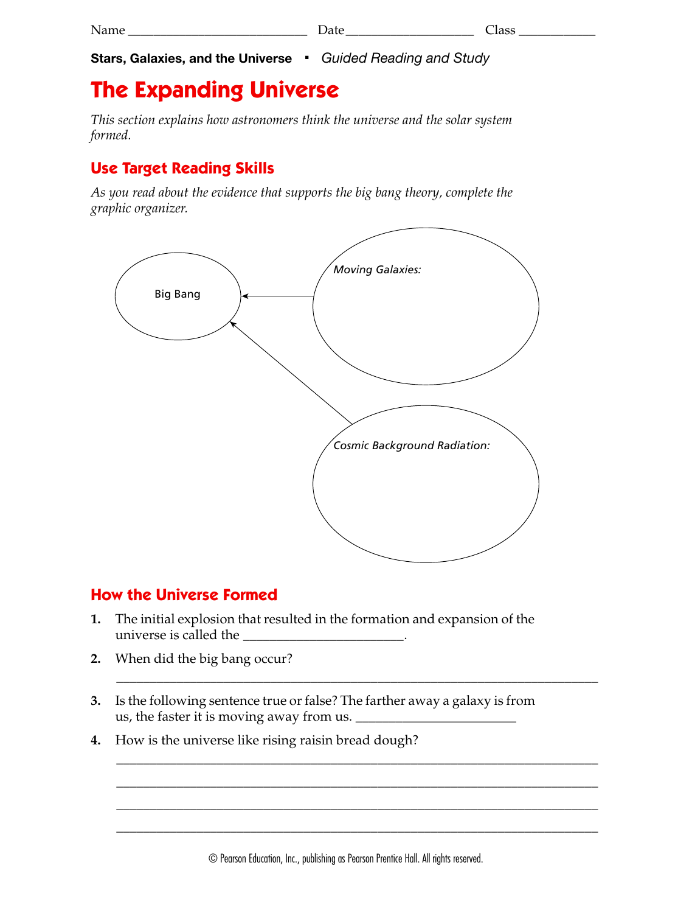Name ___________________________ Date ___________________ Class ____________

**Stars, Galaxies, and the Universe** ▪ *Guided Reading and Study*

# The Expanding Universe

*This section explains how astronomers think the universe and the solar system formed.*

## Use Target Reading Skills

*As you read about the evidence that supports the big bang theory, complete the graphic organizer.*

Big Bang

*Moving Galaxies:*

*Cosmic Background Radiation:*

## How the Universe Formed

1. The initial explosion that resulted in the formation and expansion of the universe is called the _______________________.

2. When did the big bang occur?

   ________________________________________________________________________

3. Is the following sentence true or false? The farther away a galaxy is from us, the faster it is moving away from us. _______________________

4. How is the universe like rising raisin bread dough?

   ________________________________________________________________________

   ________________________________________________________________________

   ________________________________________________________________________

   ________________________________________________________________________

© Pearson Education, Inc., publishing as Pearson Prentice Hall. All rights reserved.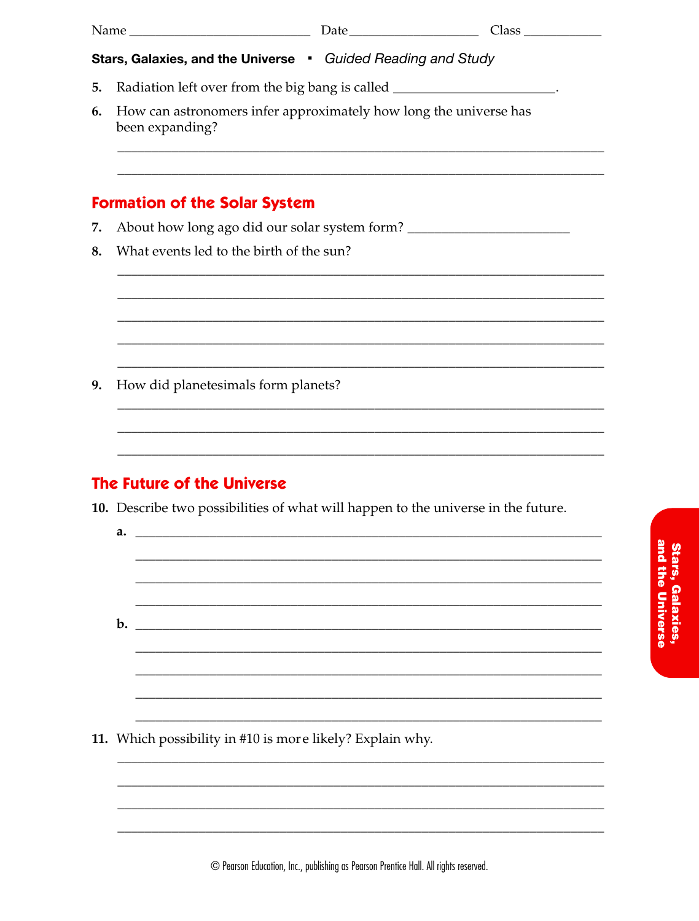Name ___________________________ Date ___________________ Class ____________

**Stars, Galaxies, and the Universe** ▪ *Guided Reading and Study*

5. Radiation left over from the big bang is called ________________________.

6. How can astronomers infer approximately how long the universe has been expanding?

_______________________________________________________________________

_______________________________________________________________________

## Formation of the Solar System

7. About how long ago did our solar system form? ________________________

8. What events led to the birth of the sun?

_______________________________________________________________________

_______________________________________________________________________

_______________________________________________________________________

_______________________________________________________________________

_______________________________________________________________________

9. How did planetesimals form planets?

_______________________________________________________________________

_______________________________________________________________________

_______________________________________________________________________

## The Future of the Universe

10. Describe two possibilities of what will happen to the universe in the future.

   a. _______________________________________________________________________

   _______________________________________________________________________

   _______________________________________________________________________

   _______________________________________________________________________

   b. _______________________________________________________________________

   _______________________________________________________________________

   _______________________________________________________________________

   _______________________________________________________________________

   _______________________________________________________________________

11. Which possibility in #10 is more likely? Explain why.

_______________________________________________________________________

_______________________________________________________________________

_______________________________________________________________________

_______________________________________________________________________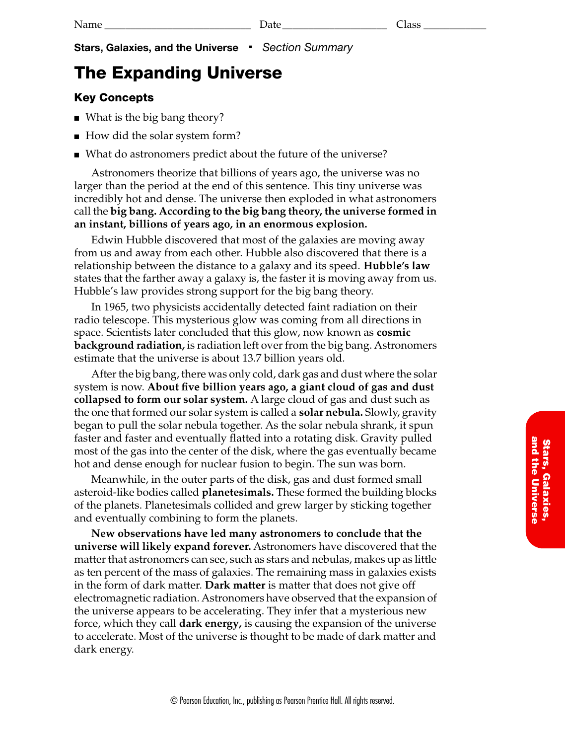Name ___________________________ Date ___________________ Class ____________

**Stars, Galaxies, and the Universe** ▪ *Section Summary*

# The Expanding Universe

## Key Concepts

- What is the big bang theory?
- How did the solar system form?
- What do astronomers predict about the future of the universe?

Astronomers theorize that billions of years ago, the universe was no larger than the period at the end of this sentence. This tiny universe was incredibly hot and dense. The universe then exploded in what astronomers call the **big bang. According to the big bang theory, the universe formed in an instant, billions of years ago, in an enormous explosion.**

Edwin Hubble discovered that most of the galaxies are moving away from us and away from each other. Hubble also discovered that there is a relationship between the distance to a galaxy and its speed. **Hubble's law** states that the farther away a galaxy is, the faster it is moving away from us. Hubble's law provides strong support for the big bang theory.

In 1965, two physicists accidentally detected faint radiation on their radio telescope. This mysterious glow was coming from all directions in space. Scientists later concluded that this glow, now known as **cosmic background radiation,** is radiation left over from the big bang. Astronomers estimate that the universe is about 13.7 billion years old.

After the big bang, there was only cold, dark gas and dust where the solar system is now. **About five billion years ago, a giant cloud of gas and dust collapsed to form our solar system.** A large cloud of gas and dust such as the one that formed our solar system is called a **solar nebula.** Slowly, gravity began to pull the solar nebula together. As the solar nebula shrank, it spun faster and faster and eventually flatted into a rotating disk. Gravity pulled most of the gas into the center of the disk, where the gas eventually became hot and dense enough for nuclear fusion to begin. The sun was born.

Meanwhile, in the outer parts of the disk, gas and dust formed small asteroid-like bodies called **planetesimals.** These formed the building blocks of the planets. Planetesimals collided and grew larger by sticking together and eventually combining to form the planets.

**New observations have led many astronomers to conclude that the universe will likely expand forever.** Astronomers have discovered that the matter that astronomers can see, such as stars and nebulas, makes up as little as ten percent of the mass of galaxies. The remaining mass in galaxies exists in the form of dark matter. **Dark matter** is matter that does not give off electromagnetic radiation. Astronomers have observed that the expansion of the universe appears to be accelerating. They infer that a mysterious new force, which they call **dark energy,** is causing the expansion of the universe to accelerate. Most of the universe is thought to be made of dark matter and dark energy.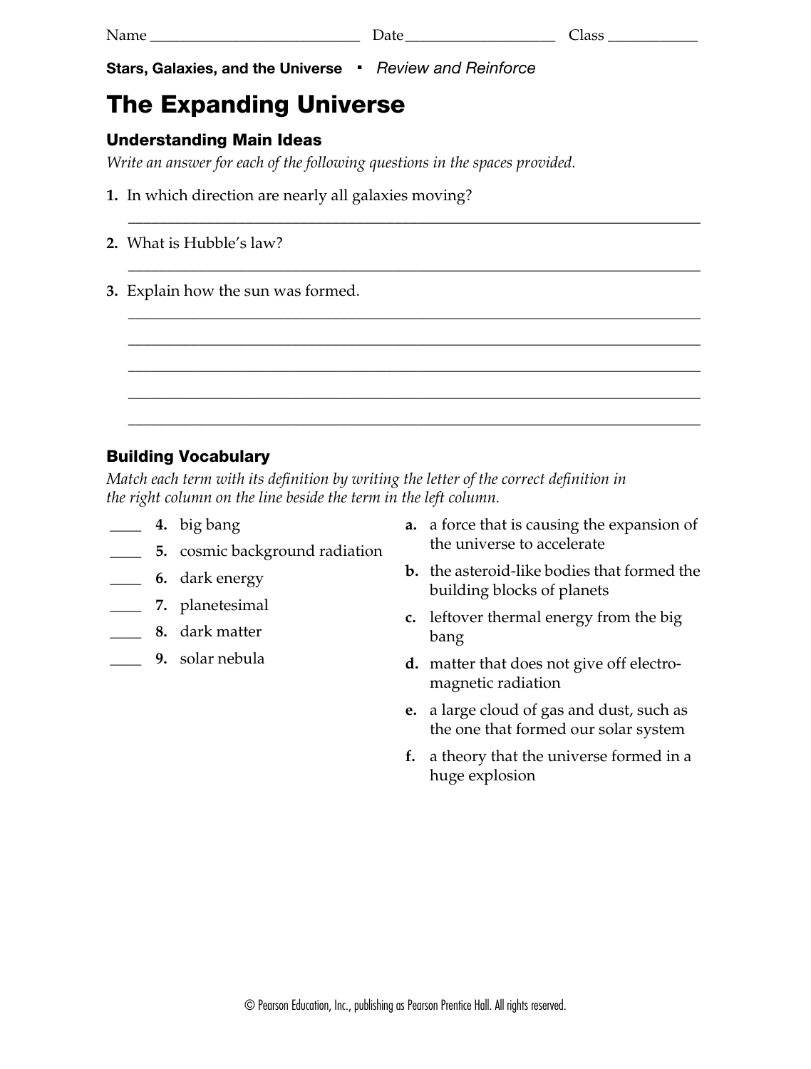Name ___________________________ Date ___________________ Class ____________

**Stars, Galaxies, and the Universe** ▪ *Review and Reinforce*

# The Expanding Universe

## Understanding Main Ideas

*Write an answer for each of the following questions in the spaces provided.*

**1.** In which direction are nearly all galaxies moving?

_______________________________________________________________________________

**2.** What is Hubble's law?

_______________________________________________________________________________

**3.** Explain how the sun was formed.

_______________________________________________________________________________

_______________________________________________________________________________

_______________________________________________________________________________

_______________________________________________________________________________

_______________________________________________________________________________

## Building Vocabulary

*Match each term with its definition by writing the letter of the correct definition in the right column on the line beside the term in the left column.*

____ **4.** big bang

____ **5.** cosmic background radiation

____ **6.** dark energy

____ **7.** planetesimal

____ **8.** dark matter

____ **9.** solar nebula

**a.** a force that is causing the expansion of the universe to accelerate

**b.** the asteroid-like bodies that formed the building blocks of planets

**c.** leftover thermal energy from the big bang

**d.** matter that does not give off electromagnetic radiation

**e.** a large cloud of gas and dust, such as the one that formed our solar system

**f.** a theory that the universe formed in a huge explosion

© Pearson Education, Inc., publishing as Pearson Prentice Hall. All rights reserved.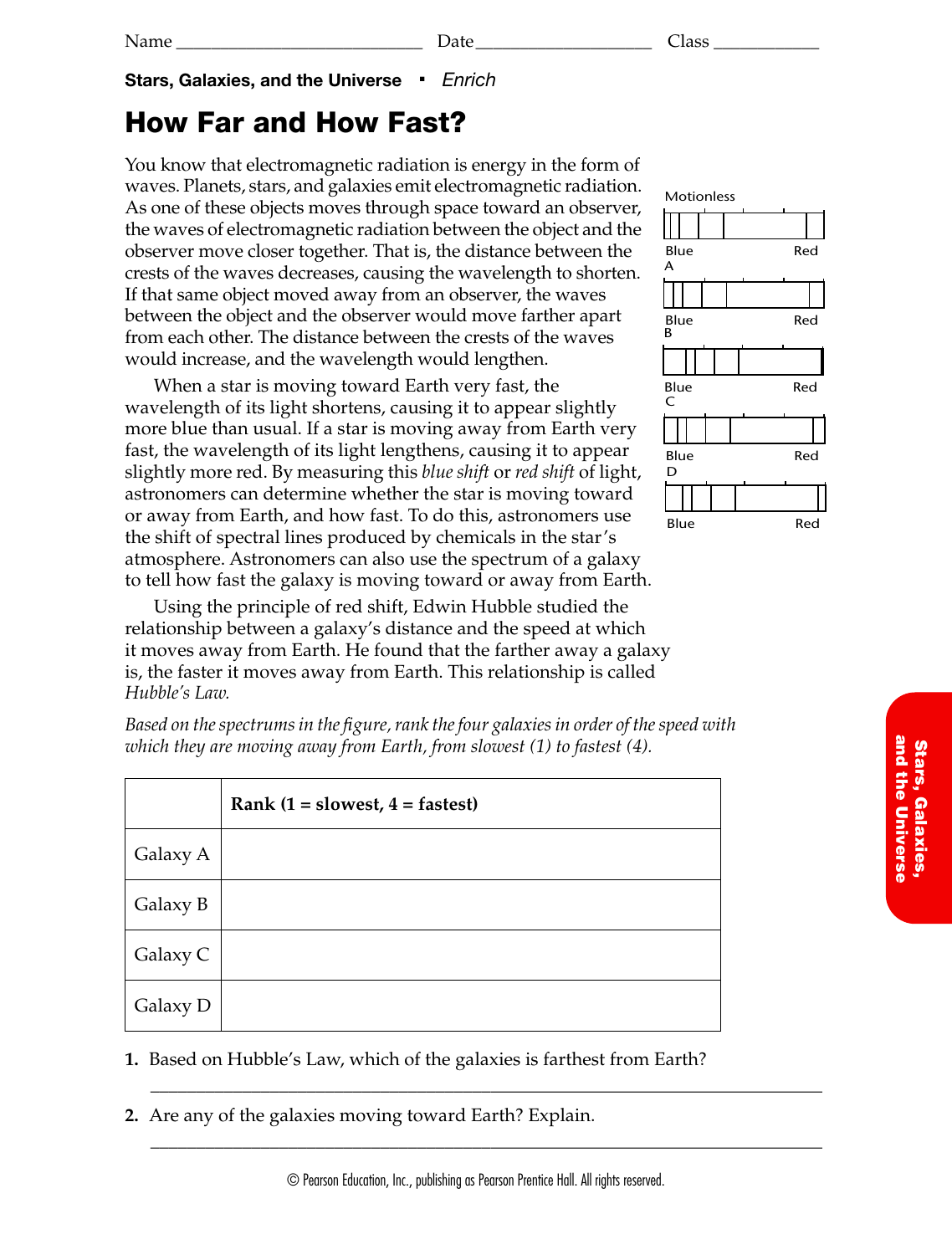Name ___________________________ Date ___________________ Class ____________

**Stars, Galaxies, and the Universe** ▪ *Enrich*

# How Far and How Fast?

You know that electromagnetic radiation is energy in the form of waves. Planets, stars, and galaxies emit electromagnetic radiation. As one of these objects moves through space toward an observer, the waves of electromagnetic radiation between the object and the observer move closer together. That is, the distance between the crests of the waves decreases, causing the wavelength to shorten. If that same object moved away from an observer, the waves between the object and the observer would move farther apart from each other. The distance between the crests of the waves would increase, and the wavelength would lengthen.

When a star is moving toward Earth very fast, the wavelength of its light shortens, causing it to appear slightly more blue than usual. If a star is moving away from Earth very fast, the wavelength of its light lengthens, causing it to appear slightly more red. By measuring this *blue shift* or *red shift* of light, astronomers can determine whether the star is moving toward or away from Earth, and how fast. To do this, astronomers use the shift of spectral lines produced by chemicals in the star's atmosphere. Astronomers can also use the spectrum of a galaxy to tell how fast the galaxy is moving toward or away from Earth.

Using the principle of red shift, Edwin Hubble studied the relationship between a galaxy's distance and the speed at which it moves away from Earth. He found that the farther away a galaxy is, the faster it moves away from Earth. This relationship is called *Hubble's Law.*

Motionless
Blue Red
A
Blue Red
B
Blue Red
C
Blue Red
D
Blue Red

*Based on the spectrums in the figure, rank the four galaxies in order of the speed with which they are moving away from Earth, from slowest (1) to fastest (4).*

| | Rank (1 = slowest, 4 = fastest) |
|---|---|
| Galaxy A | |
| Galaxy B | |
| Galaxy C | |
| Galaxy D | |

1. Based on Hubble's Law, which of the galaxies is farthest from Earth?

_______________________________________________________________

2. Are any of the galaxies moving toward Earth? Explain.

_______________________________________________________________